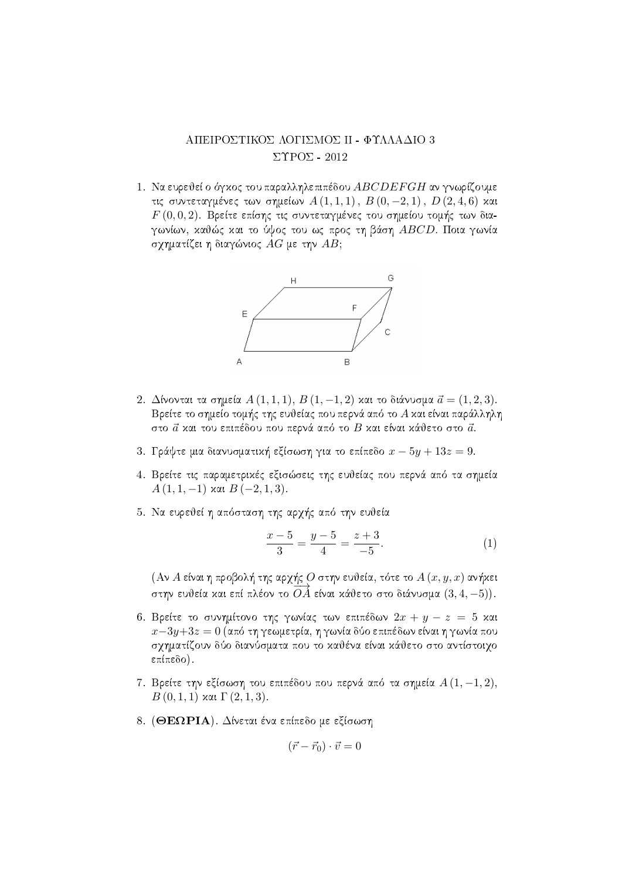# ΑΠΕΙΡΟΣΤΙΚΟΣ ΛΟΓΙΣΜΟΣ ΙΙ - ΦΥΛΛΑΔΙΟ 3

## ΣΥΡΟΣ - 2012

1. Να ευρεθεί ο όγκος του παραλληλεπιπέδου $ABCDEFGH$ αν γνωρίζουμε τις συντεταγμένες των σημείων $A(1,1,1)$, $B(0,-2,1)$, $D(2,4,6)$ και $F(0,0,2)$. Βρείτε επίσης τις συντεταγμένες του σημείου τομής των διαγωνίων, καθώς και το ύψος του ως προς τη βάση $ABCD$. Ποια γωνία σχηματίζει η διαγώνιος $AG$ με την $AB$;

2. Δίνονται τα σημεία $A(1,1,1)$, $B(1,-1,2)$ και το διάνυσμα $\vec{a} = (1,2,3)$. Βρείτε το σημείο τομής της ευθείας που περνά από το $A$ και είναι παράλληλη στο $\vec{a}$ και του επιπέδου που περνά από το $B$ και είναι κάθετο στο $\vec{a}$.

3. Γράψτε μια διανυσματική εξίσωση για το επίπεδο $x - 5y + 13z = 9$.

4. Βρείτε τις παραμετρικές εξισώσεις της ευθείας που περνά από τα σημεία $A(1,1,-1)$ και $B(-2,1,3)$.

5. Να ευρεθεί η απόσταση της αρχής από την ευθεία

$$\frac{x-5}{3} = \frac{y-5}{4} = \frac{z+3}{-5}. \tag{1}$$

(Αν $A$ είναι η προβολή της αρχής $O$ στην ευθεία, τότε το $A(x,y,x)$ ανήκει στην ευθεία και επί πλέον το $\overrightarrow{OA}$ είναι κάθετο στο διάνυσμα $(3,4,-5)$).

6. Βρείτε το συνημίτονο της γωνίας των επιπέδων $2x + y - z = 5$ και $x - 3y + 3z = 0$ (από τη γεωμετρία, η γωνία δύο επιπέδων είναι η γωνία που σχηματίζουν δύο διανύσματα που το καθένα είναι κάθετο στο αντίστοιχο επίπεδο).

7. Βρείτε την εξίσωση του επιπέδου που περνά από τα σημεία $A(1,-1,2)$, $B(0,1,1)$ και $\Gamma(2,1,3)$.

8. (**ΘΕΩΡΙΑ**). Δίνεται ένα επίπεδο με εξίσωση

$$(\vec{r} - \vec{r}_0) \cdot \vec{v} = 0$$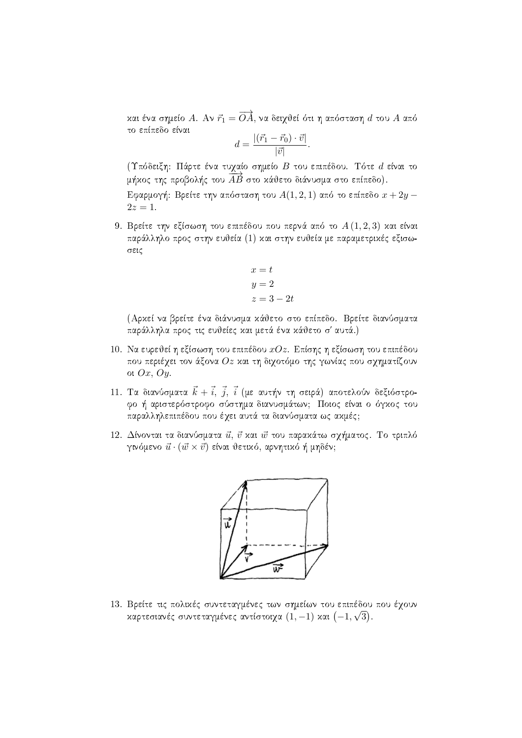και ένα σημείο $A$. Αν $\vec{r}_1 = \overrightarrow{OA}$, να δειχθεί ότι η απόσταση $d$ του $A$ από το επίπεδο είναι

$$d = \frac{|(\vec{r}_1 - \vec{r}_0) \cdot \vec{v}|}{|\vec{v}|}.$$

(Υπόδειξη: Πάρτε ένα τυχαίο σημείο $B$ του επιπέδου. Τότε $d$ είναι το μήκος της προβολής του $\overrightarrow{AB}$ στο κάθετο διάνυσμα στο επίπεδο).

Εφαρμογή: Βρείτε την απόσταση του $A(1, 2, 1)$ από το επίπεδο $x + 2y - 2z = 1$.

9. Βρείτε την εξίσωση του επιπέδου που περνά από το $A(1, 2, 3)$ και είναι παράλληλο προς στην ευθεία (1) και στην ευθεία με παραμετρικές εξισώσεις

$$x = t$$
$$y = 2$$
$$z = 3 - 2t$$

(Αρκεί να βρείτε ένα διάνυσμα κάθετο στο επίπεδο. Βρείτε διανύσματα παράλληλα προς τις ευθείες και μετά ένα κάθετο σ' αυτά.)

10. Να ευρεθεί η εξίσωση του επιπέδου $xOz$. Επίσης η εξίσωση του επιπέδου που περιέχει τον άξονα $Oz$ και τη διχοτόμο της γωνίας που σχηματίζουν οι $Ox$, $Oy$.

11. Τα διανύσματα $\vec{k} + \vec{i}$, $\vec{j}$, $\vec{i}$ (με αυτήν τη σειρά) αποτελούν δεξιόστροφο ή αριστερόστροφο σύστημα διανυσμάτων; Ποιος είναι ο όγκος του παραλληλεπιπέδου που έχει αυτά τα διανύσματα ως ακμές;

12. Δίνονται τα διανύσματα $\vec{u}$, $\vec{v}$ και $\vec{w}$ του παρακάτω σχήματος. Το τριπλό γινόμενο $\vec{u} \cdot (\vec{w} \times \vec{v})$ είναι θετικό, αρνητικό ή μηδέν;

13. Βρείτε τις πολικές συντεταγμένες των σημείων του επιπέδου που έχουν καρτεσιανές συντεταγμένες αντίστοιχα $(1, -1)$ και $(-1, \sqrt{3})$.